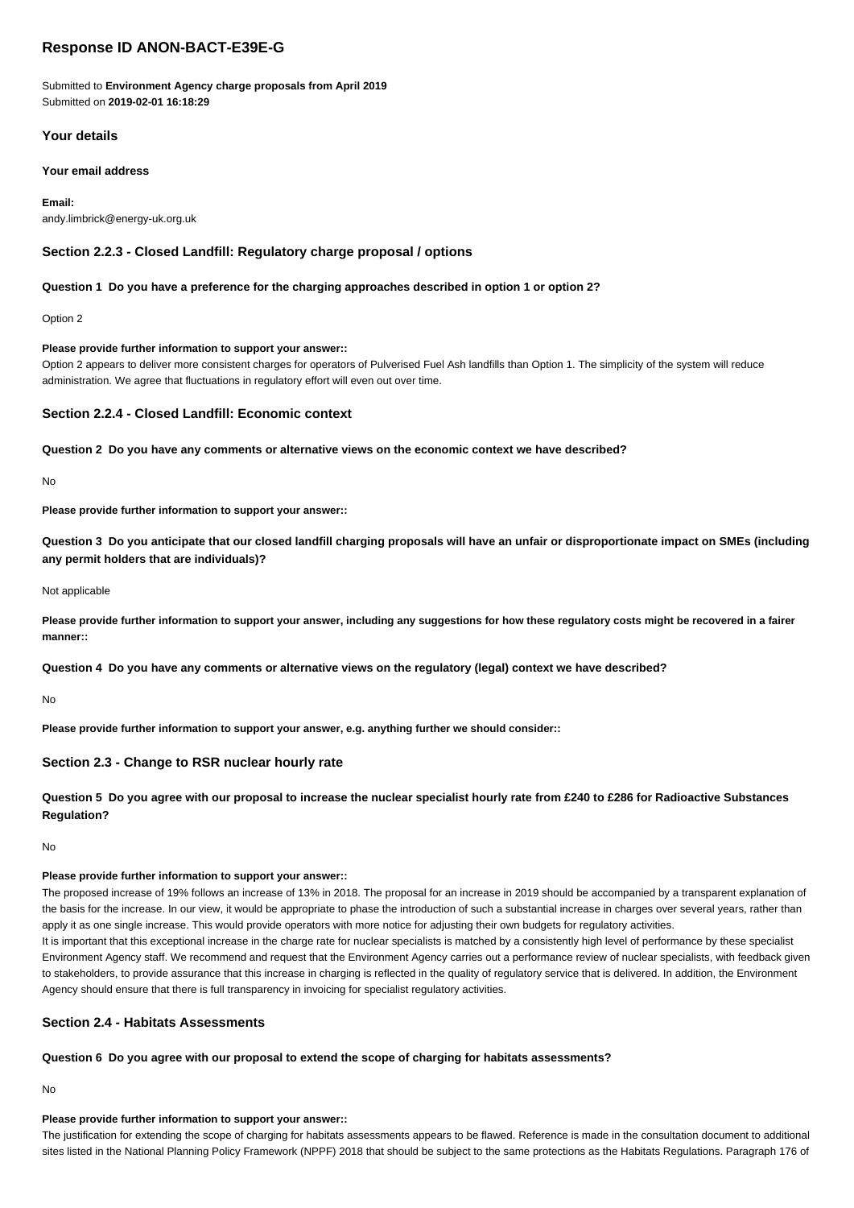# Response ID ANON-BACT-E39E-G

Submitted to **Environment Agency charge proposals from April 2019**
Submitted on **2019-02-01 16:18:29**

## Your details

**Your email address**

**Email:**
andy.limbrick@energy-uk.org.uk

## Section 2.2.3 - Closed Landfill: Regulatory charge proposal / options

**Question 1 Do you have a preference for the charging approaches described in option 1 or option 2?**

Option 2

**Please provide further information to support your answer::**
Option 2 appears to deliver more consistent charges for operators of Pulverised Fuel Ash landfills than Option 1. The simplicity of the system will reduce administration. We agree that fluctuations in regulatory effort will even out over time.

## Section 2.2.4 - Closed Landfill: Economic context

**Question 2 Do you have any comments or alternative views on the economic context we have described?**

No

**Please provide further information to support your answer::**

**Question 3 Do you anticipate that our closed landfill charging proposals will have an unfair or disproportionate impact on SMEs (including any permit holders that are individuals)?**

Not applicable

**Please provide further information to support your answer, including any suggestions for how these regulatory costs might be recovered in a fairer manner::**

**Question 4 Do you have any comments or alternative views on the regulatory (legal) context we have described?**

No

**Please provide further information to support your answer, e.g. anything further we should consider::**

## Section 2.3 - Change to RSR nuclear hourly rate

**Question 5 Do you agree with our proposal to increase the nuclear specialist hourly rate from £240 to £286 for Radioactive Substances Regulation?**

No

**Please provide further information to support your answer::**
The proposed increase of 19% follows an increase of 13% in 2018. The proposal for an increase in 2019 should be accompanied by a transparent explanation of the basis for the increase. In our view, it would be appropriate to phase the introduction of such a substantial increase in charges over several years, rather than apply it as one single increase. This would provide operators with more notice for adjusting their own budgets for regulatory activities.
It is important that this exceptional increase in the charge rate for nuclear specialists is matched by a consistently high level of performance by these specialist Environment Agency staff. We recommend and request that the Environment Agency carries out a performance review of nuclear specialists, with feedback given to stakeholders, to provide assurance that this increase in charging is reflected in the quality of regulatory service that is delivered. In addition, the Environment Agency should ensure that there is full transparency in invoicing for specialist regulatory activities.

## Section 2.4 - Habitats Assessments

**Question 6 Do you agree with our proposal to extend the scope of charging for habitats assessments?**

No

**Please provide further information to support your answer::**
The justification for extending the scope of charging for habitats assessments appears to be flawed. Reference is made in the consultation document to additional sites listed in the National Planning Policy Framework (NPPF) 2018 that should be subject to the same protections as the Habitats Regulations. Paragraph 176 of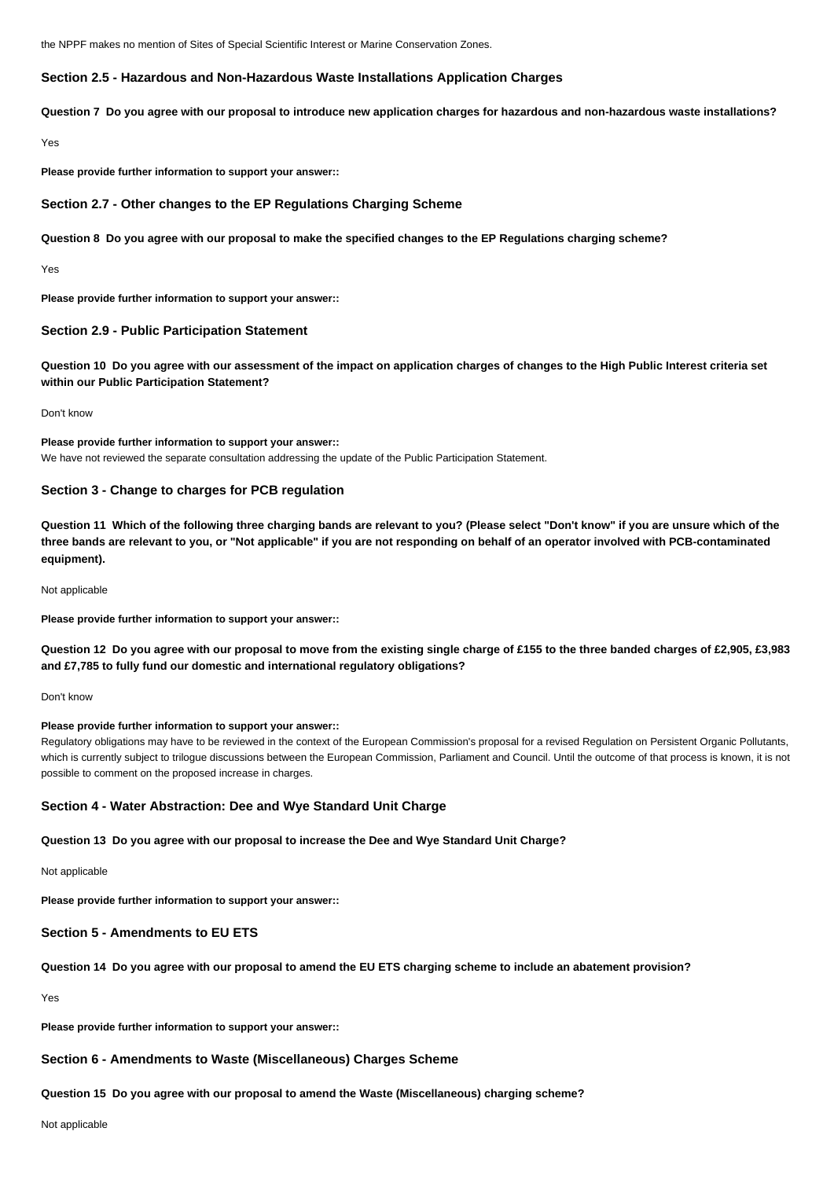the NPPF makes no mention of Sites of Special Scientific Interest or Marine Conservation Zones.

### Section 2.5 - Hazardous and Non-Hazardous Waste Installations Application Charges

**Question 7 Do you agree with our proposal to introduce new application charges for hazardous and non-hazardous waste installations?**

Yes

**Please provide further information to support your answer::**

### Section 2.7 - Other changes to the EP Regulations Charging Scheme

**Question 8 Do you agree with our proposal to make the specified changes to the EP Regulations charging scheme?**

Yes

**Please provide further information to support your answer::**

### Section 2.9 - Public Participation Statement

**Question 10 Do you agree with our assessment of the impact on application charges of changes to the High Public Interest criteria set within our Public Participation Statement?**

Don't know

**Please provide further information to support your answer::**
We have not reviewed the separate consultation addressing the update of the Public Participation Statement.

### Section 3 - Change to charges for PCB regulation

**Question 11 Which of the following three charging bands are relevant to you? (Please select "Don't know" if you are unsure which of the three bands are relevant to you, or "Not applicable" if you are not responding on behalf of an operator involved with PCB-contaminated equipment).**

Not applicable

**Please provide further information to support your answer::**

**Question 12 Do you agree with our proposal to move from the existing single charge of £155 to the three banded charges of £2,905, £3,983 and £7,785 to fully fund our domestic and international regulatory obligations?**

Don't know

**Please provide further information to support your answer::**
Regulatory obligations may have to be reviewed in the context of the European Commission's proposal for a revised Regulation on Persistent Organic Pollutants, which is currently subject to trilogue discussions between the European Commission, Parliament and Council. Until the outcome of that process is known, it is not possible to comment on the proposed increase in charges.

### Section 4 - Water Abstraction: Dee and Wye Standard Unit Charge

**Question 13 Do you agree with our proposal to increase the Dee and Wye Standard Unit Charge?**

Not applicable

**Please provide further information to support your answer::**

### Section 5 - Amendments to EU ETS

**Question 14 Do you agree with our proposal to amend the EU ETS charging scheme to include an abatement provision?**

Yes

**Please provide further information to support your answer::**

### Section 6 - Amendments to Waste (Miscellaneous) Charges Scheme

**Question 15 Do you agree with our proposal to amend the Waste (Miscellaneous) charging scheme?**

Not applicable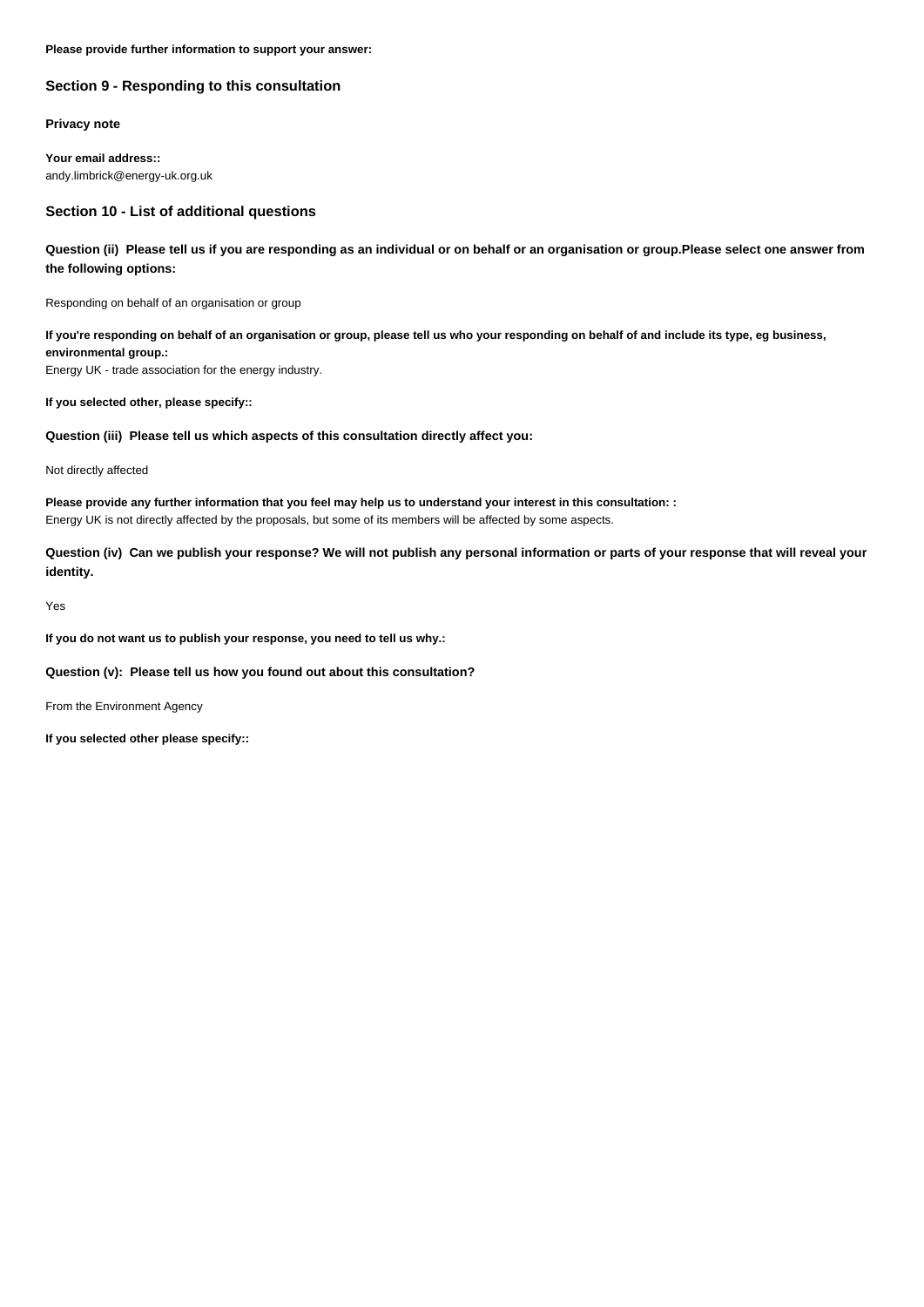**Please provide further information to support your answer:**

## Section 9 - Responding to this consultation

**Privacy note**

**Your email address::**
andy.limbrick@energy-uk.org.uk

## Section 10 - List of additional questions

### Question (ii) Please tell us if you are responding as an individual or on behalf or an organisation or group.Please select one answer from the following options:

Responding on behalf of an organisation or group

**If you're responding on behalf of an organisation or group, please tell us who your responding on behalf of and include its type, eg business, environmental group.:**
Energy UK - trade association for the energy industry.

**If you selected other, please specify::**

### Question (iii) Please tell us which aspects of this consultation directly affect you:

Not directly affected

**Please provide any further information that you feel may help us to understand your interest in this consultation: :**
Energy UK is not directly affected by the proposals, but some of its members will be affected by some aspects.

### Question (iv) Can we publish your response? We will not publish any personal information or parts of your response that will reveal your identity.

Yes

**If you do not want us to publish your response, you need to tell us why.:**

### Question (v): Please tell us how you found out about this consultation?

From the Environment Agency

**If you selected other please specify::**